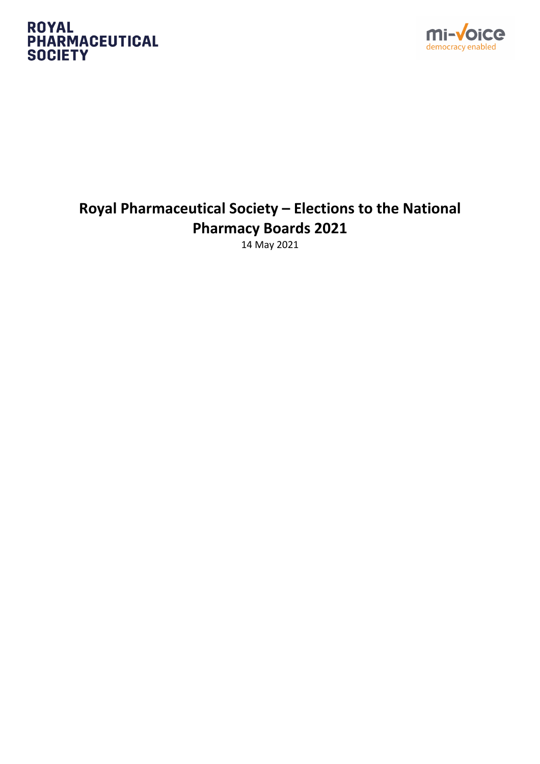ROYAL PHARMACEUTICAL SOCIETY

mi-Voice democracy enabled

# Royal Pharmaceutical Society – Elections to the National Pharmacy Boards 2021

14 May 2021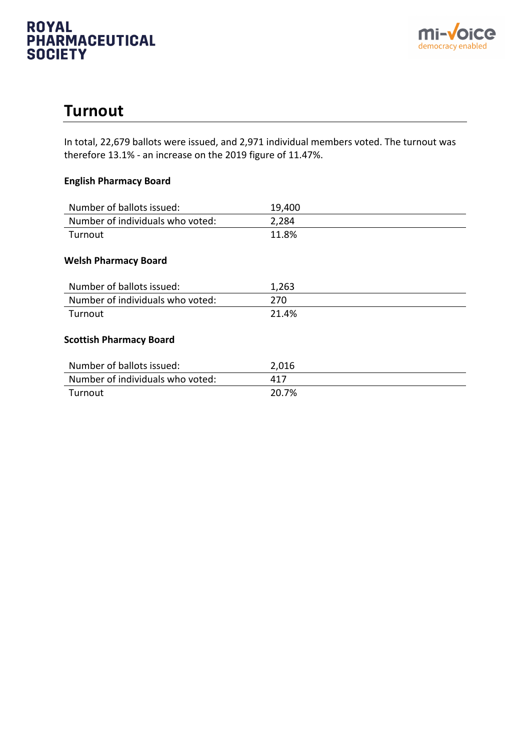## Turnout

In total, 22,679 ballots were issued, and 2,971 individual members voted. The turnout was therefore 13.1% - an increase on the 2019 figure of 11.47%.

### English Pharmacy Board

| | |
|---|---|
| Number of ballots issued: | 19,400 |
| Number of individuals who voted: | 2,284 |
| Turnout | 11.8% |

### Welsh Pharmacy Board

| | |
|---|---|
| Number of ballots issued: | 1,263 |
| Number of individuals who voted: | 270 |
| Turnout | 21.4% |

### Scottish Pharmacy Board

| | |
|---|---|
| Number of ballots issued: | 2,016 |
| Number of individuals who voted: | 417 |
| Turnout | 20.7% |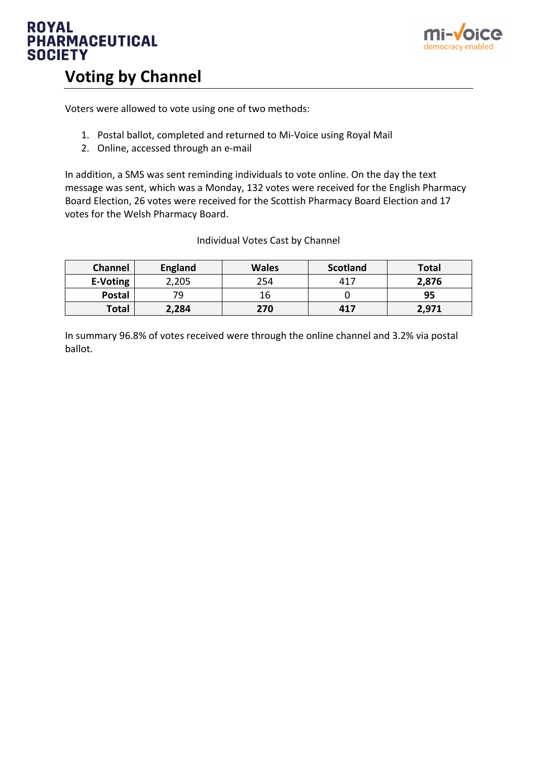# Voting by Channel

Voters were allowed to vote using one of two methods:

1. Postal ballot, completed and returned to Mi-Voice using Royal Mail
2. Online, accessed through an e-mail

In addition, a SMS was sent reminding individuals to vote online. On the day the text message was sent, which was a Monday, 132 votes were received for the English Pharmacy Board Election, 26 votes were received for the Scottish Pharmacy Board Election and 17 votes for the Welsh Pharmacy Board.

Individual Votes Cast by Channel

| Channel | England | Wales | Scotland | Total |
|---|---|---|---|---|
| **E-Voting** | 2,205 | 254 | 417 | **2,876** |
| **Postal** | 79 | 16 | 0 | **95** |
| **Total** | **2,284** | **270** | **417** | **2,971** |

In summary 96.8% of votes received were through the online channel and 3.2% via postal ballot.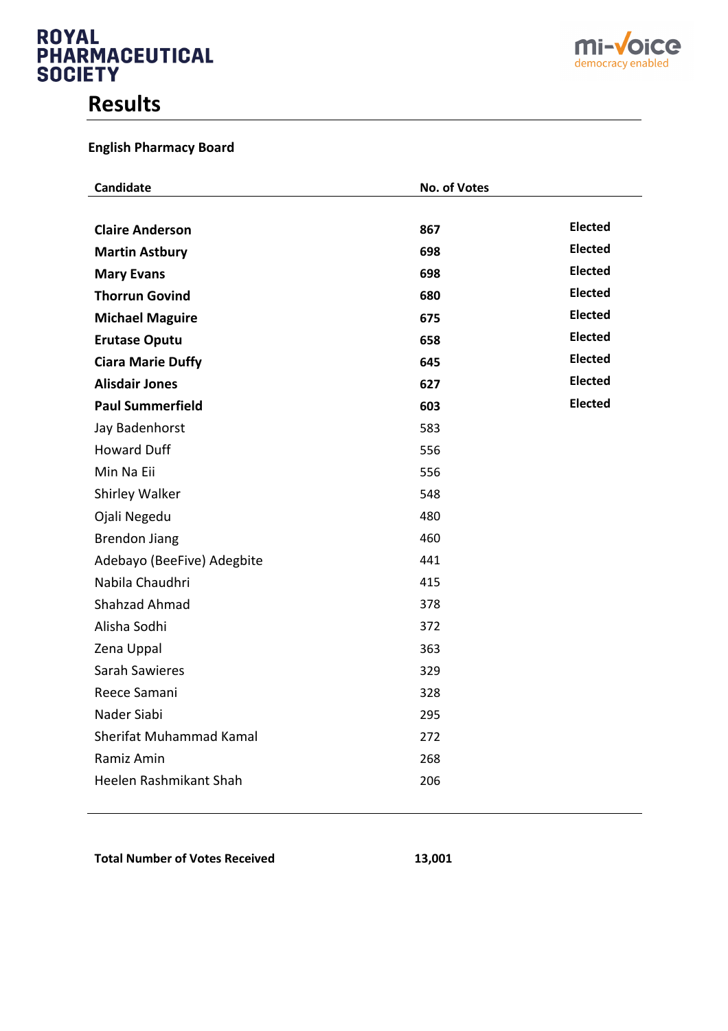ROYAL PHARMACEUTICAL SOCIETY

mi-voice democracy enabled

# Results

**English Pharmacy Board**

| Candidate | No. of Votes | |
|---|---|---|
| **Claire Anderson** | **867** | **Elected** |
| **Martin Astbury** | **698** | **Elected** |
| **Mary Evans** | **698** | **Elected** |
| **Thorrun Govind** | **680** | **Elected** |
| **Michael Maguire** | **675** | **Elected** |
| **Erutase Oputu** | **658** | **Elected** |
| **Ciara Marie Duffy** | **645** | **Elected** |
| **Alisdair Jones** | **627** | **Elected** |
| **Paul Summerfield** | **603** | **Elected** |
| Jay Badenhorst | 583 | |
| Howard Duff | 556 | |
| Min Na Eii | 556 | |
| Shirley Walker | 548 | |
| Ojali Negedu | 480 | |
| Brendon Jiang | 460 | |
| Adebayo (BeeFive) Adegbite | 441 | |
| Nabila Chaudhri | 415 | |
| Shahzad Ahmad | 378 | |
| Alisha Sodhi | 372 | |
| Zena Uppal | 363 | |
| Sarah Sawieres | 329 | |
| Reece Samani | 328 | |
| Nader Siabi | 295 | |
| Sherifat Muhammad Kamal | 272 | |
| Ramiz Amin | 268 | |
| Heelen Rashmikant Shah | 206 | |

**Total Number of Votes Received** **13,001**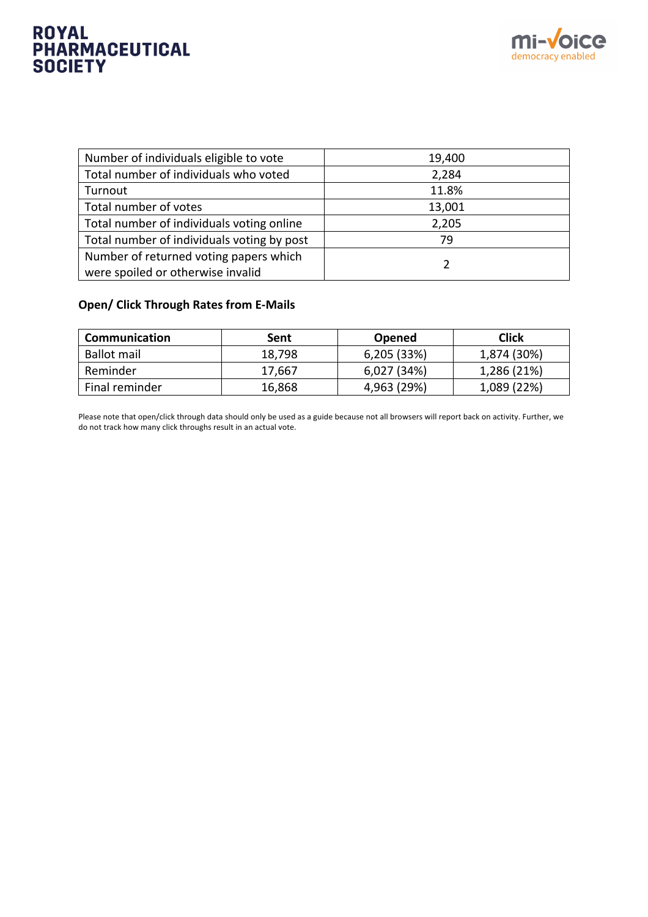| Number of individuals eligible to vote | 19,400 |
| --- | --- |
| Total number of individuals who voted | 2,284 |
| Turnout | 11.8% |
| Total number of votes | 13,001 |
| Total number of individuals voting online | 2,205 |
| Total number of individuals voting by post | 79 |
| Number of returned voting papers which were spoiled or otherwise invalid | 2 |

**Open/ Click Through Rates from E-Mails**

| Communication | Sent | Opened | Click |
| --- | --- | --- | --- |
| Ballot mail | 18,798 | 6,205 (33%) | 1,874 (30%) |
| Reminder | 17,667 | 6,027 (34%) | 1,286 (21%) |
| Final reminder | 16,868 | 4,963 (29%) | 1,089 (22%) |

Please note that open/click through data should only be used as a guide because not all browsers will report back on activity. Further, we do not track how many click throughs result in an actual vote.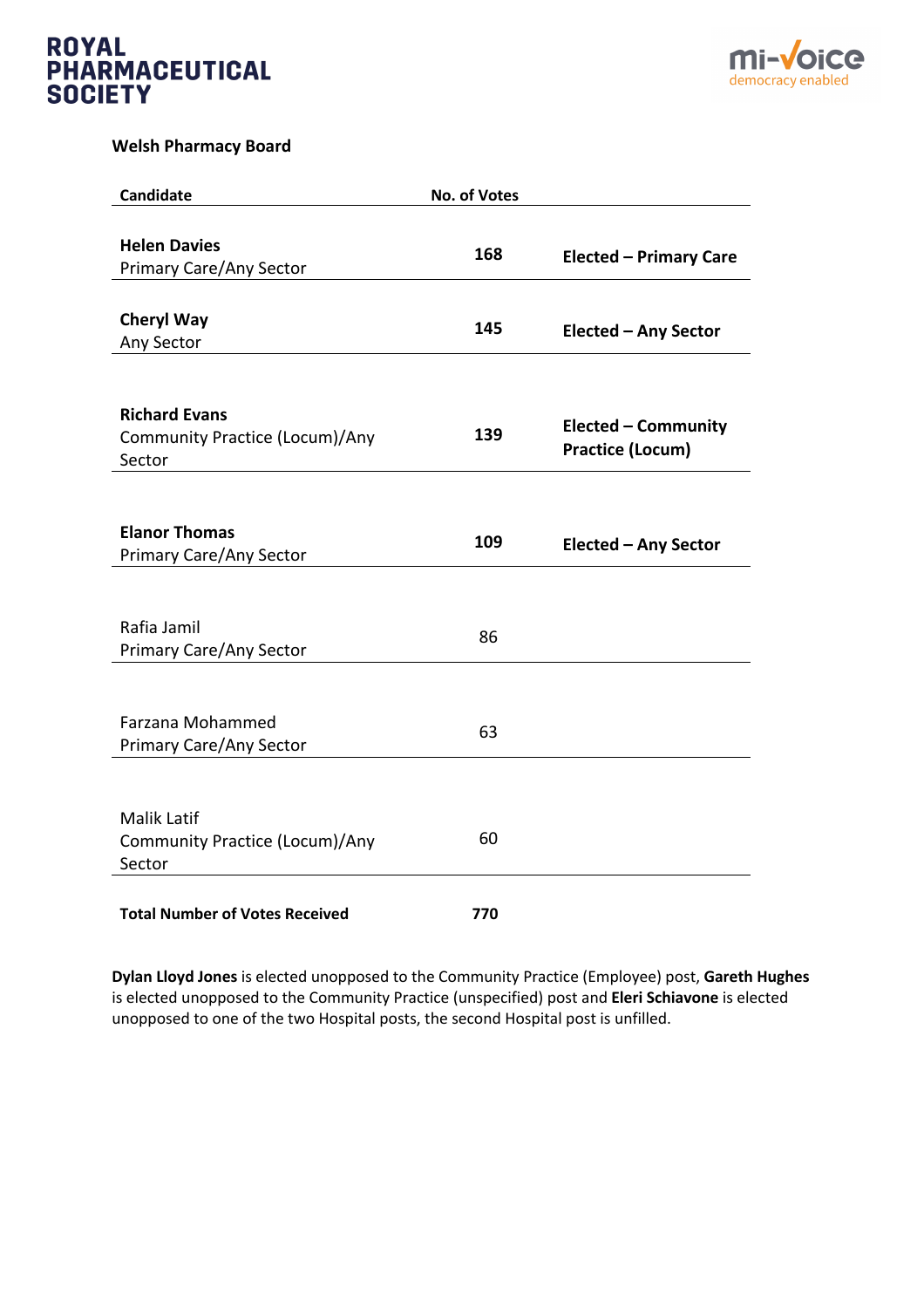**Welsh Pharmacy Board**

| Candidate | No. of Votes | |
|---|---|---|
| **Helen Davies**<br>Primary Care/Any Sector | **168** | **Elected – Primary Care** |
| **Cheryl Way**<br>Any Sector | **145** | **Elected – Any Sector** |
| **Richard Evans**<br>Community Practice (Locum)/Any Sector | **139** | **Elected – Community Practice (Locum)** |
| **Elanor Thomas**<br>Primary Care/Any Sector | **109** | **Elected – Any Sector** |
| Rafia Jamil<br>Primary Care/Any Sector | 86 | |
| Farzana Mohammed<br>Primary Care/Any Sector | 63 | |
| Malik Latif<br>Community Practice (Locum)/Any Sector | 60 | |
| **Total Number of Votes Received** | **770** | |

**Dylan Lloyd Jones** is elected unopposed to the Community Practice (Employee) post, **Gareth Hughes** is elected unopposed to the Community Practice (unspecified) post and **Eleri Schiavone** is elected unopposed to one of the two Hospital posts, the second Hospital post is unfilled.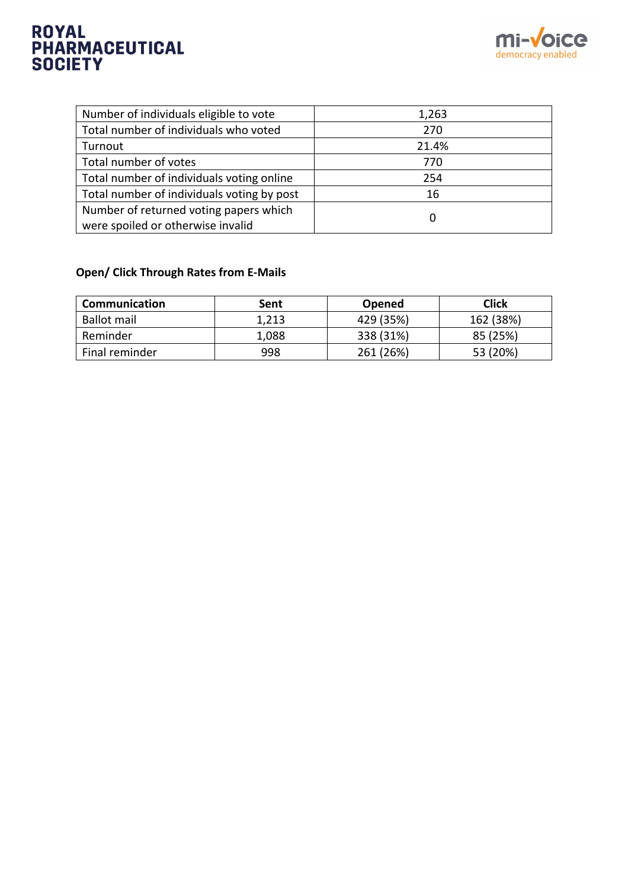| Number of individuals eligible to vote | 1,263 |
| --- | --- |
| Total number of individuals who voted | 270 |
| Turnout | 21.4% |
| Total number of votes | 770 |
| Total number of individuals voting online | 254 |
| Total number of individuals voting by post | 16 |
| Number of returned voting papers which were spoiled or otherwise invalid | 0 |

**Open/ Click Through Rates from E-Mails**

| Communication | Sent | Opened | Click |
| --- | --- | --- | --- |
| Ballot mail | 1,213 | 429 (35%) | 162 (38%) |
| Reminder | 1,088 | 338 (31%) | 85 (25%) |
| Final reminder | 998 | 261 (26%) | 53 (20%) |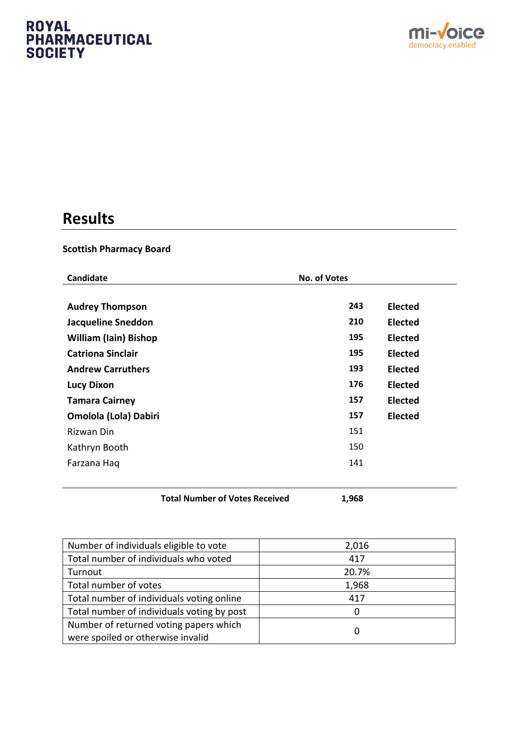ROYAL PHARMACEUTICAL SOCIETY

mi-voice democracy enabled

## Results

**Scottish Pharmacy Board**

| Candidate | No. of Votes | |
|---|---|---|
| **Audrey Thompson** | **243** | **Elected** |
| **Jacqueline Sneddon** | **210** | **Elected** |
| **William (Iain) Bishop** | **195** | **Elected** |
| **Catriona Sinclair** | **195** | **Elected** |
| **Andrew Carruthers** | **193** | **Elected** |
| **Lucy Dixon** | **176** | **Elected** |
| **Tamara Cairney** | **157** | **Elected** |
| **Omolola (Lola) Dabiri** | **157** | **Elected** |
| Rizwan Din | 151 | |
| Kathryn Booth | 150 | |
| Farzana Haq | 141 | |
| **Total Number of Votes Received** | **1,968** | |

| | |
|---|---|
| Number of individuals eligible to vote | 2,016 |
| Total number of individuals who voted | 417 |
| Turnout | 20.7% |
| Total number of votes | 1,968 |
| Total number of individuals voting online | 417 |
| Total number of individuals voting by post | 0 |
| Number of returned voting papers which were spoiled or otherwise invalid | 0 |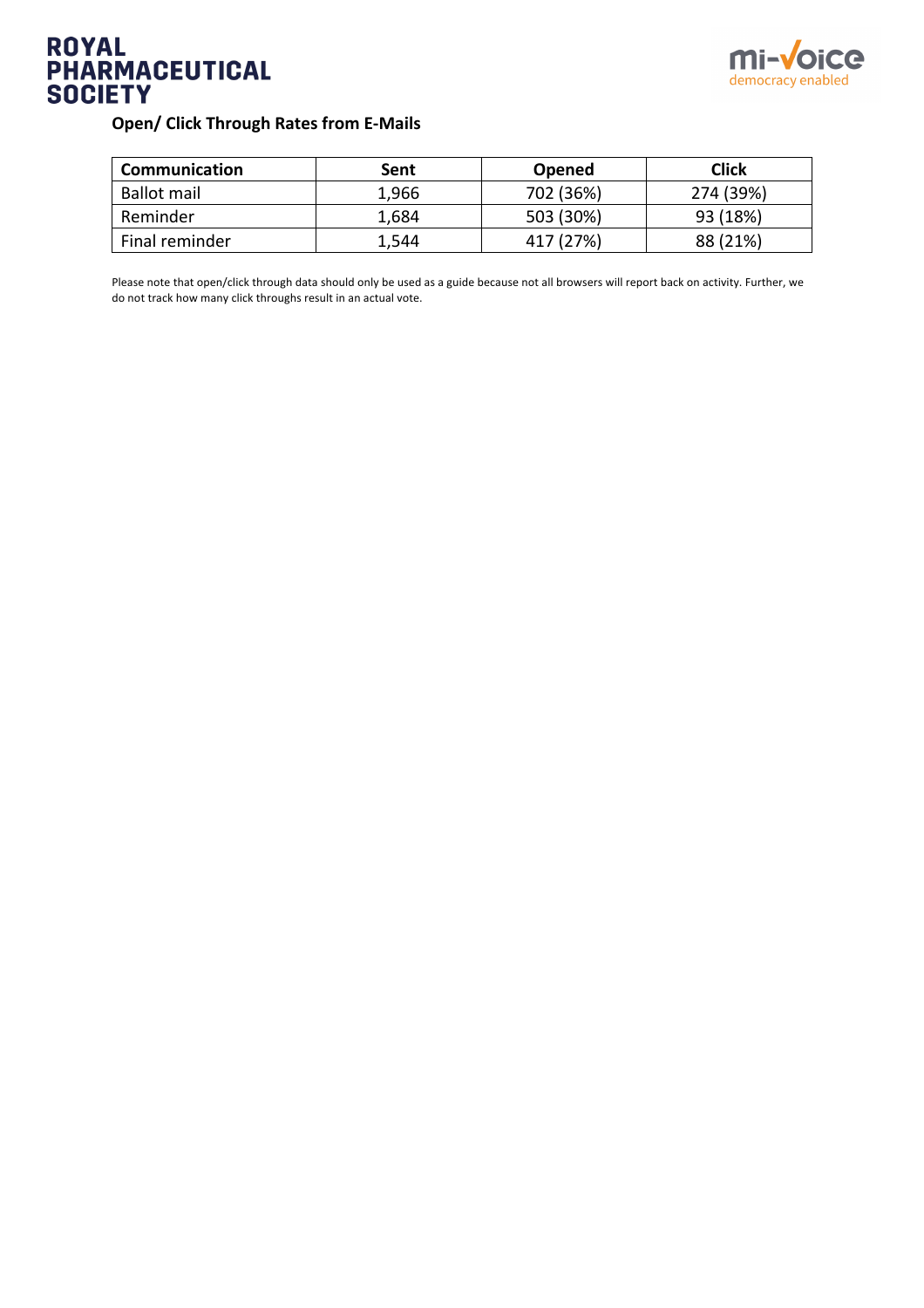## Open/ Click Through Rates from E-Mails

| Communication | Sent | Opened | Click |
|---|---|---|---|
| Ballot mail | 1,966 | 702 (36%) | 274 (39%) |
| Reminder | 1,684 | 503 (30%) | 93 (18%) |
| Final reminder | 1,544 | 417 (27%) | 88 (21%) |

Please note that open/click through data should only be used as a guide because not all browsers will report back on activity. Further, we do not track how many click throughs result in an actual vote.